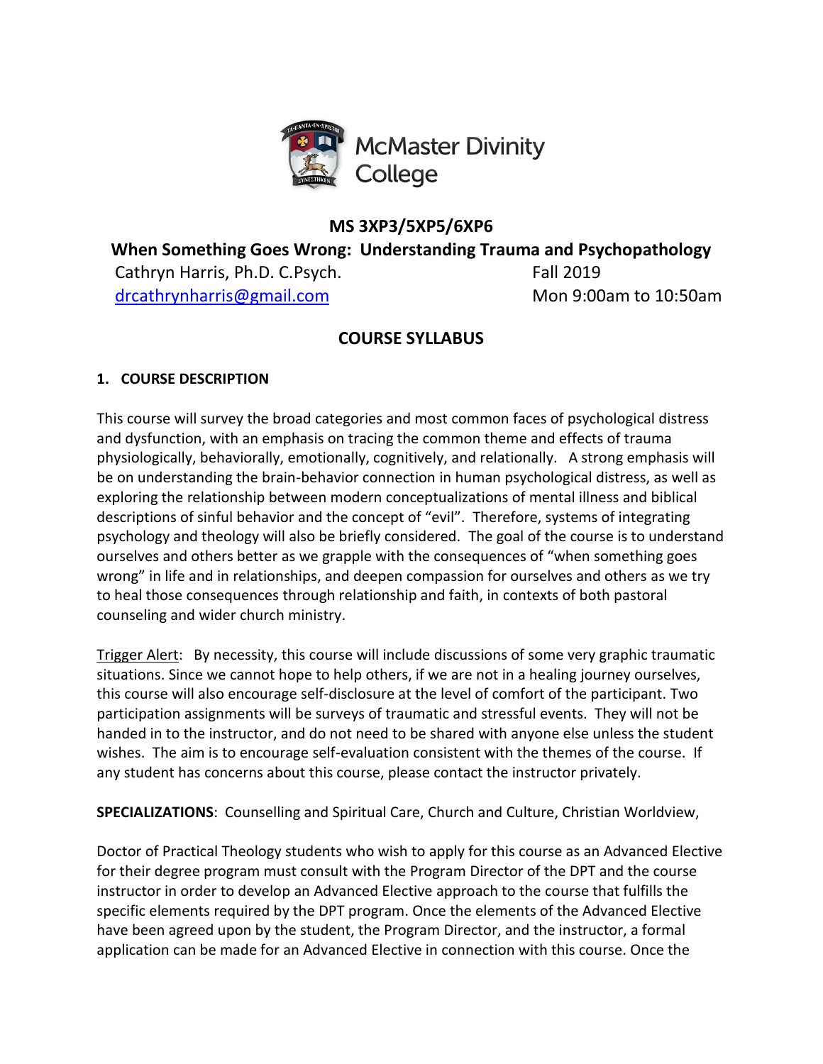McMaster Divinity College

# MS 3XP3/5XP5/6XP6

## When Something Goes Wrong: Understanding Trauma and Psychopathology

Cathryn Harris, Ph.D. C.Psych. — Fall 2019

[drcathrynharris@gmail.com](mailto:drcathrynharris@gmail.com) — Mon 9:00am to 10:50am

## COURSE SYLLABUS

### 1. COURSE DESCRIPTION

This course will survey the broad categories and most common faces of psychological distress and dysfunction, with an emphasis on tracing the common theme and effects of trauma physiologically, behaviorally, emotionally, cognitively, and relationally. A strong emphasis will be on understanding the brain-behavior connection in human psychological distress, as well as exploring the relationship between modern conceptualizations of mental illness and biblical descriptions of sinful behavior and the concept of "evil". Therefore, systems of integrating psychology and theology will also be briefly considered. The goal of the course is to understand ourselves and others better as we grapple with the consequences of "when something goes wrong" in life and in relationships, and deepen compassion for ourselves and others as we try to heal those consequences through relationship and faith, in contexts of both pastoral counseling and wider church ministry.

Trigger Alert: By necessity, this course will include discussions of some very graphic traumatic situations. Since we cannot hope to help others, if we are not in a healing journey ourselves, this course will also encourage self-disclosure at the level of comfort of the participant. Two participation assignments will be surveys of traumatic and stressful events. They will not be handed in to the instructor, and do not need to be shared with anyone else unless the student wishes. The aim is to encourage self-evaluation consistent with the themes of the course. If any student has concerns about this course, please contact the instructor privately.

**SPECIALIZATIONS**: Counselling and Spiritual Care, Church and Culture, Christian Worldview,

Doctor of Practical Theology students who wish to apply for this course as an Advanced Elective for their degree program must consult with the Program Director of the DPT and the course instructor in order to develop an Advanced Elective approach to the course that fulfills the specific elements required by the DPT program. Once the elements of the Advanced Elective have been agreed upon by the student, the Program Director, and the instructor, a formal application can be made for an Advanced Elective in connection with this course. Once the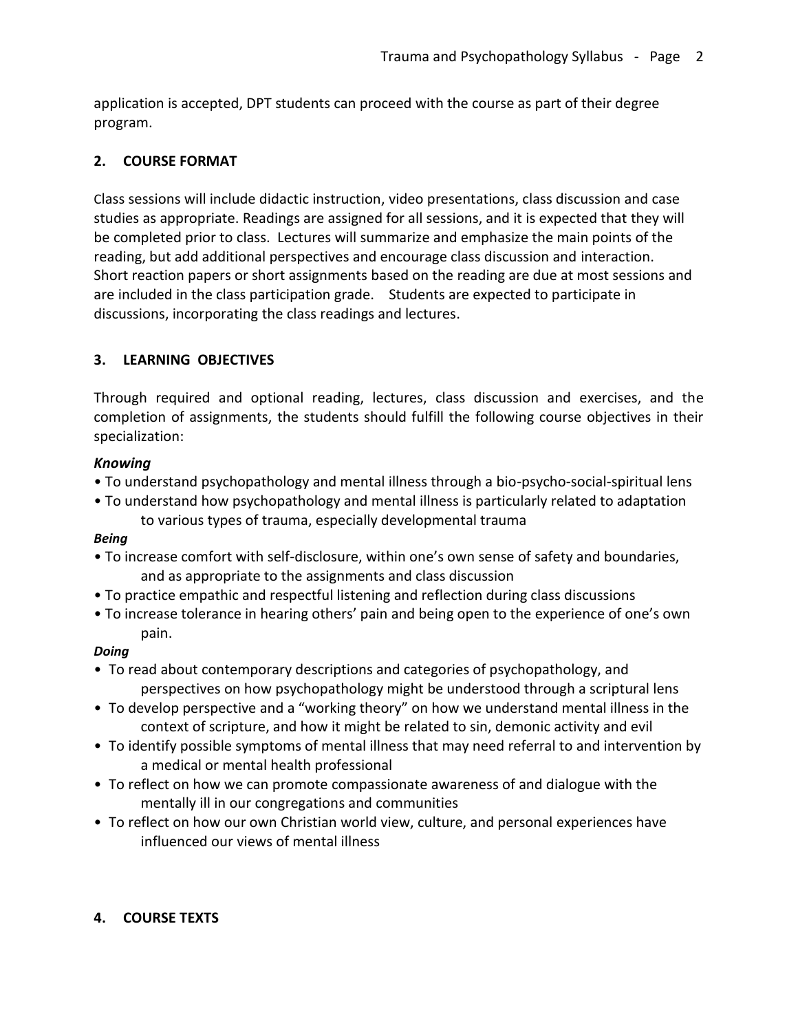application is accepted, DPT students can proceed with the course as part of their degree program.

## 2. COURSE FORMAT

Class sessions will include didactic instruction, video presentations, class discussion and case studies as appropriate. Readings are assigned for all sessions, and it is expected that they will be completed prior to class. Lectures will summarize and emphasize the main points of the reading, but add additional perspectives and encourage class discussion and interaction. Short reaction papers or short assignments based on the reading are due at most sessions and are included in the class participation grade. Students are expected to participate in discussions, incorporating the class readings and lectures.

## 3. LEARNING OBJECTIVES

Through required and optional reading, lectures, class discussion and exercises, and the completion of assignments, the students should fulfill the following course objectives in their specialization:

***Knowing***

- To understand psychopathology and mental illness through a bio-psycho-social-spiritual lens
- To understand how psychopathology and mental illness is particularly related to adaptation to various types of trauma, especially developmental trauma

***Being***

- To increase comfort with self-disclosure, within one's own sense of safety and boundaries, and as appropriate to the assignments and class discussion
- To practice empathic and respectful listening and reflection during class discussions
- To increase tolerance in hearing others' pain and being open to the experience of one's own pain.

***Doing***

- To read about contemporary descriptions and categories of psychopathology, and perspectives on how psychopathology might be understood through a scriptural lens
- To develop perspective and a "working theory" on how we understand mental illness in the context of scripture, and how it might be related to sin, demonic activity and evil
- To identify possible symptoms of mental illness that may need referral to and intervention by a medical or mental health professional
- To reflect on how we can promote compassionate awareness of and dialogue with the mentally ill in our congregations and communities
- To reflect on how our own Christian world view, culture, and personal experiences have influenced our views of mental illness

## 4. COURSE TEXTS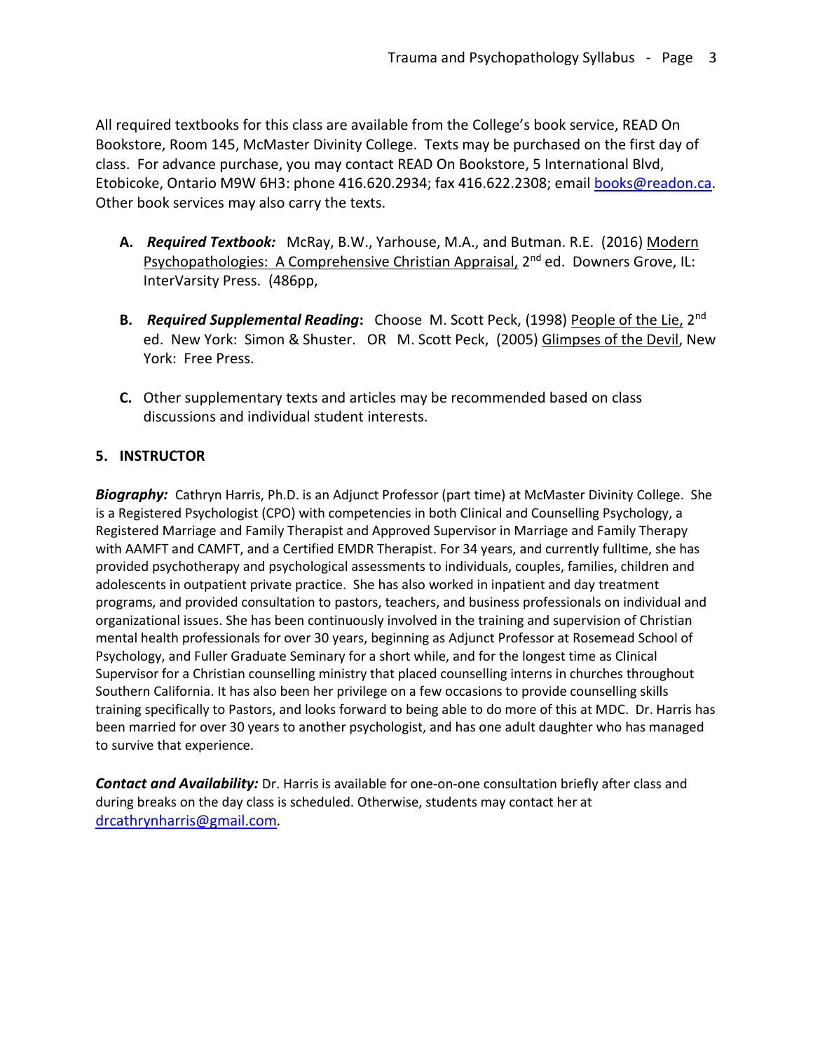All required textbooks for this class are available from the College's book service, READ On Bookstore, Room 145, McMaster Divinity College. Texts may be purchased on the first day of class. For advance purchase, you may contact READ On Bookstore, 5 International Blvd, Etobicoke, Ontario M9W 6H3: phone 416.620.2934; fax 416.622.2308; email books@readon.ca. Other book services may also carry the texts.

A. ***Required Textbook:*** McRay, B.W., Yarhouse, M.A., and Butman. R.E. (2016) Modern Psychopathologies: A Comprehensive Christian Appraisal, 2nd ed. Downers Grove, IL: InterVarsity Press. (486pp,

B. ***Required Supplemental Reading*:** Choose M. Scott Peck, (1998) People of the Lie, 2nd ed. New York: Simon & Shuster. OR M. Scott Peck, (2005) Glimpses of the Devil, New York: Free Press.

C. Other supplementary texts and articles may be recommended based on class discussions and individual student interests.

## 5. INSTRUCTOR

***Biography:*** Cathryn Harris, Ph.D. is an Adjunct Professor (part time) at McMaster Divinity College. She is a Registered Psychologist (CPO) with competencies in both Clinical and Counselling Psychology, a Registered Marriage and Family Therapist and Approved Supervisor in Marriage and Family Therapy with AAMFT and CAMFT, and a Certified EMDR Therapist. For 34 years, and currently fulltime, she has provided psychotherapy and psychological assessments to individuals, couples, families, children and adolescents in outpatient private practice. She has also worked in inpatient and day treatment programs, and provided consultation to pastors, teachers, and business professionals on individual and organizational issues. She has been continuously involved in the training and supervision of Christian mental health professionals for over 30 years, beginning as Adjunct Professor at Rosemead School of Psychology, and Fuller Graduate Seminary for a short while, and for the longest time as Clinical Supervisor for a Christian counselling ministry that placed counselling interns in churches throughout Southern California. It has also been her privilege on a few occasions to provide counselling skills training specifically to Pastors, and looks forward to being able to do more of this at MDC. Dr. Harris has been married for over 30 years to another psychologist, and has one adult daughter who has managed to survive that experience.

***Contact and Availability:*** Dr. Harris is available for one-on-one consultation briefly after class and during breaks on the day class is scheduled. Otherwise, students may contact her at drcathrynharris@gmail.com.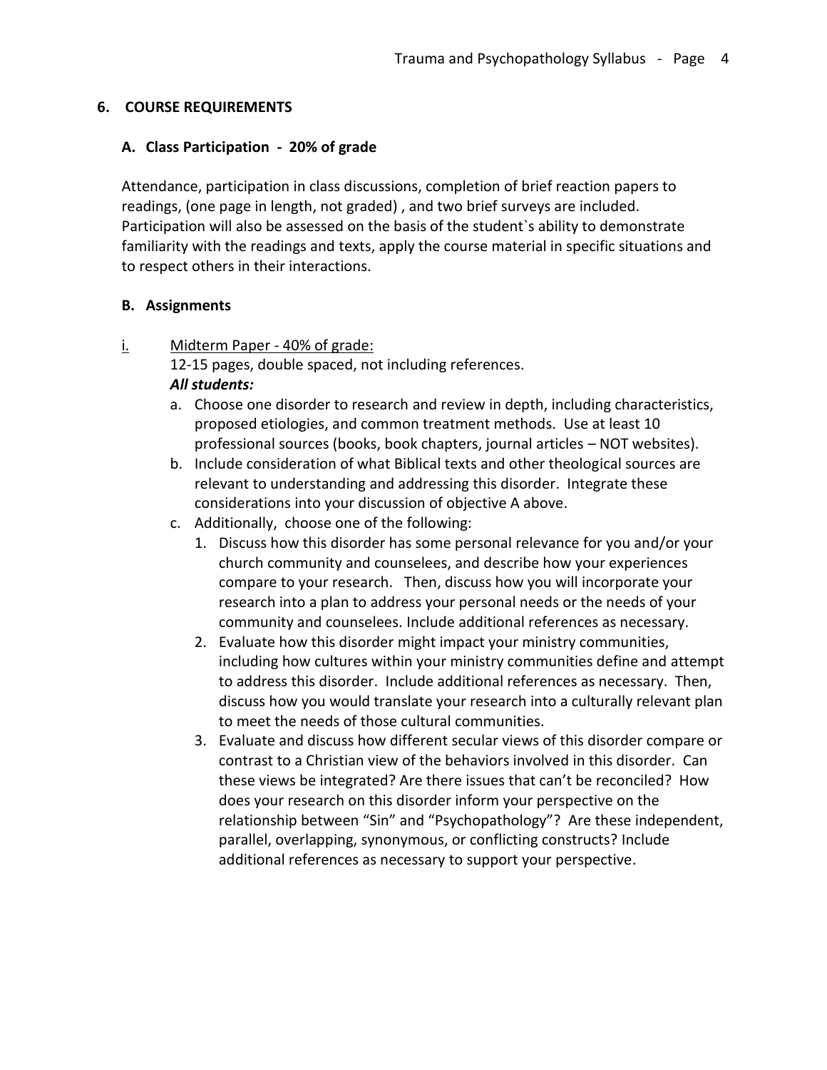## 6. COURSE REQUIREMENTS

### A. Class Participation - 20% of grade

Attendance, participation in class discussions, completion of brief reaction papers to readings, (one page in length, not graded) , and two brief surveys are included. Participation will also be assessed on the basis of the student`s ability to demonstrate familiarity with the readings and texts, apply the course material in specific situations and to respect others in their interactions.

### B. Assignments

i. Midterm Paper - 40% of grade:

12-15 pages, double spaced, not including references.

***All students:***

a. Choose one disorder to research and review in depth, including characteristics, proposed etiologies, and common treatment methods. Use at least 10 professional sources (books, book chapters, journal articles – NOT websites).
b. Include consideration of what Biblical texts and other theological sources are relevant to understanding and addressing this disorder. Integrate these considerations into your discussion of objective A above.
c. Additionally, choose one of the following:
   1. Discuss how this disorder has some personal relevance for you and/or your church community and counselees, and describe how your experiences compare to your research. Then, discuss how you will incorporate your research into a plan to address your personal needs or the needs of your community and counselees. Include additional references as necessary.
   2. Evaluate how this disorder might impact your ministry communities, including how cultures within your ministry communities define and attempt to address this disorder. Include additional references as necessary. Then, discuss how you would translate your research into a culturally relevant plan to meet the needs of those cultural communities.
   3. Evaluate and discuss how different secular views of this disorder compare or contrast to a Christian view of the behaviors involved in this disorder. Can these views be integrated? Are there issues that can't be reconciled? How does your research on this disorder inform your perspective on the relationship between "Sin" and "Psychopathology"? Are these independent, parallel, overlapping, synonymous, or conflicting constructs? Include additional references as necessary to support your perspective.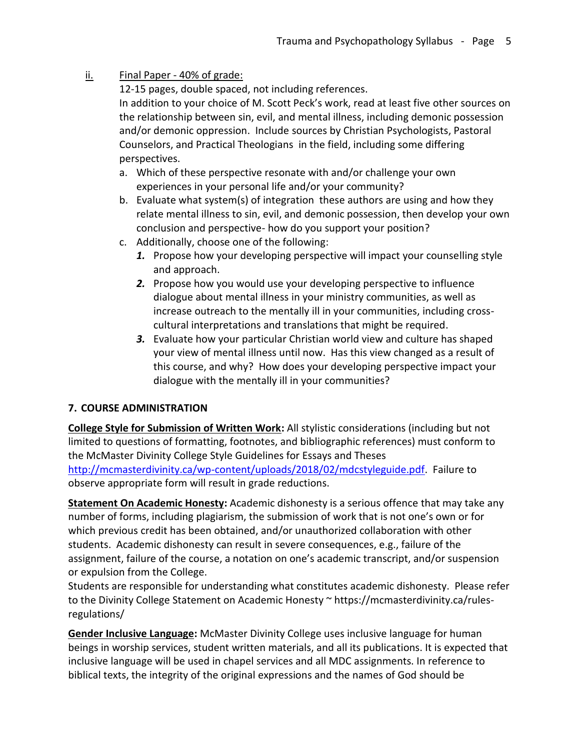ii. Final Paper - 40% of grade:

12-15 pages, double spaced, not including references.

In addition to your choice of M. Scott Peck's work, read at least five other sources on the relationship between sin, evil, and mental illness, including demonic possession and/or demonic oppression. Include sources by Christian Psychologists, Pastoral Counselors, and Practical Theologians in the field, including some differing perspectives.

a. Which of these perspective resonate with and/or challenge your own experiences in your personal life and/or your community?
b. Evaluate what system(s) of integration these authors are using and how they relate mental illness to sin, evil, and demonic possession, then develop your own conclusion and perspective- how do you support your position?
c. Additionally, choose one of the following:
   1. Propose how your developing perspective will impact your counselling style and approach.
   2. Propose how you would use your developing perspective to influence dialogue about mental illness in your ministry communities, as well as increase outreach to the mentally ill in your communities, including cross-cultural interpretations and translations that might be required.
   3. Evaluate how your particular Christian world view and culture has shaped your view of mental illness until now. Has this view changed as a result of this course, and why? How does your developing perspective impact your dialogue with the mentally ill in your communities?

## 7. COURSE ADMINISTRATION

**College Style for Submission of Written Work:** All stylistic considerations (including but not limited to questions of formatting, footnotes, and bibliographic references) must conform to the McMaster Divinity College Style Guidelines for Essays and Theses http://mcmasterdivinity.ca/wp-content/uploads/2018/02/mdcstyleguide.pdf. Failure to observe appropriate form will result in grade reductions.

**Statement On Academic Honesty:** Academic dishonesty is a serious offence that may take any number of forms, including plagiarism, the submission of work that is not one's own or for which previous credit has been obtained, and/or unauthorized collaboration with other students. Academic dishonesty can result in severe consequences, e.g., failure of the assignment, failure of the course, a notation on one's academic transcript, and/or suspension or expulsion from the College.

Students are responsible for understanding what constitutes academic dishonesty. Please refer to the Divinity College Statement on Academic Honesty ~ https://mcmasterdivinity.ca/rules-regulations/

**Gender Inclusive Language:** McMaster Divinity College uses inclusive language for human beings in worship services, student written materials, and all its publications. It is expected that inclusive language will be used in chapel services and all MDC assignments. In reference to biblical texts, the integrity of the original expressions and the names of God should be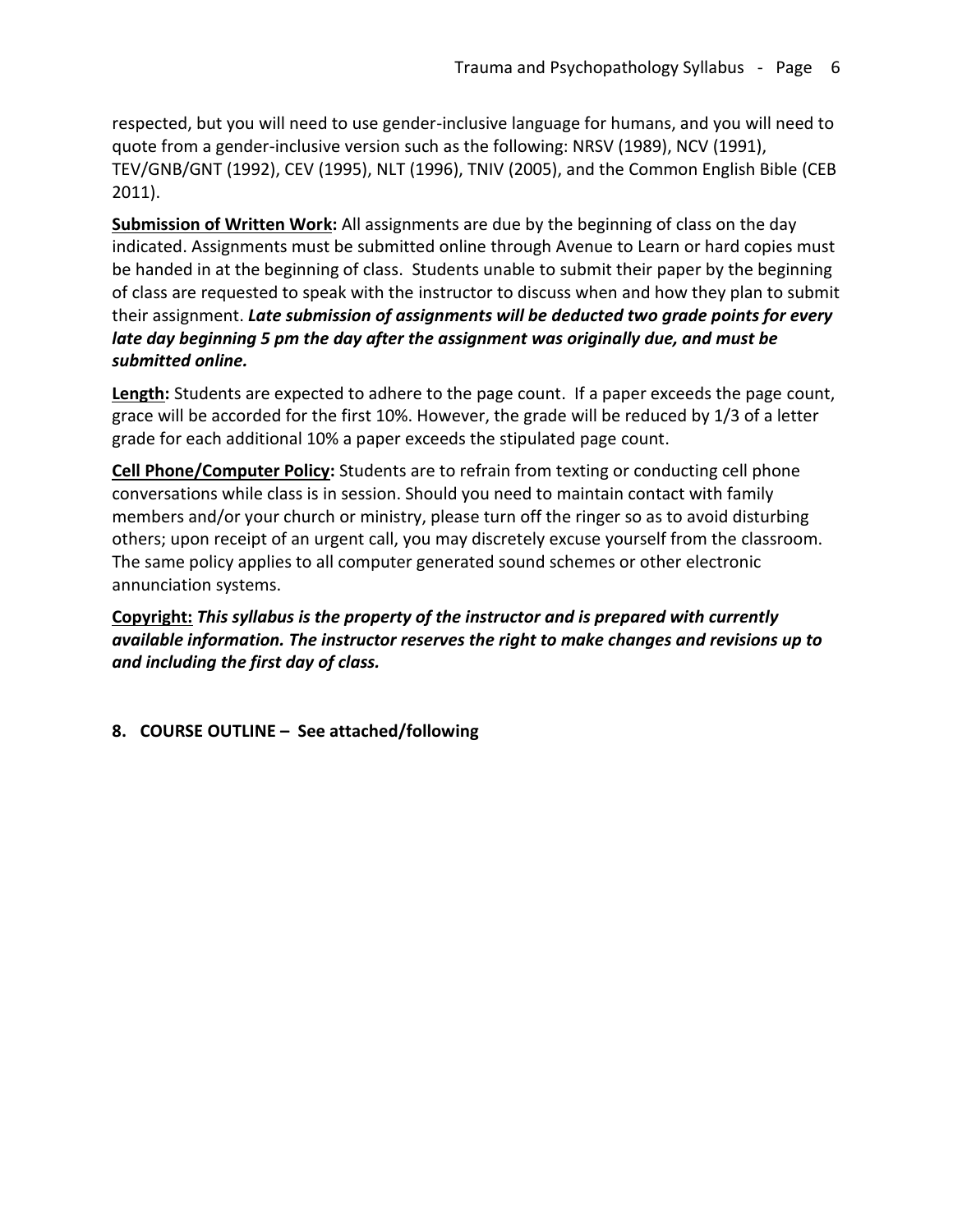respected, but you will need to use gender-inclusive language for humans, and you will need to quote from a gender-inclusive version such as the following: NRSV (1989), NCV (1991), TEV/GNB/GNT (1992), CEV (1995), NLT (1996), TNIV (2005), and the Common English Bible (CEB 2011).

**Submission of Written Work:** All assignments are due by the beginning of class on the day indicated. Assignments must be submitted online through Avenue to Learn or hard copies must be handed in at the beginning of class. Students unable to submit their paper by the beginning of class are requested to speak with the instructor to discuss when and how they plan to submit their assignment. ***Late submission of assignments will be deducted two grade points for every late day beginning 5 pm the day after the assignment was originally due, and must be submitted online.***

**Length:** Students are expected to adhere to the page count. If a paper exceeds the page count, grace will be accorded for the first 10%. However, the grade will be reduced by 1/3 of a letter grade for each additional 10% a paper exceeds the stipulated page count.

**Cell Phone/Computer Policy:** Students are to refrain from texting or conducting cell phone conversations while class is in session. Should you need to maintain contact with family members and/or your church or ministry, please turn off the ringer so as to avoid disturbing others; upon receipt of an urgent call, you may discretely excuse yourself from the classroom. The same policy applies to all computer generated sound schemes or other electronic annunciation systems.

**Copyright:** ***This syllabus is the property of the instructor and is prepared with currently available information. The instructor reserves the right to make changes and revisions up to and including the first day of class.***

## 8. COURSE OUTLINE – See attached/following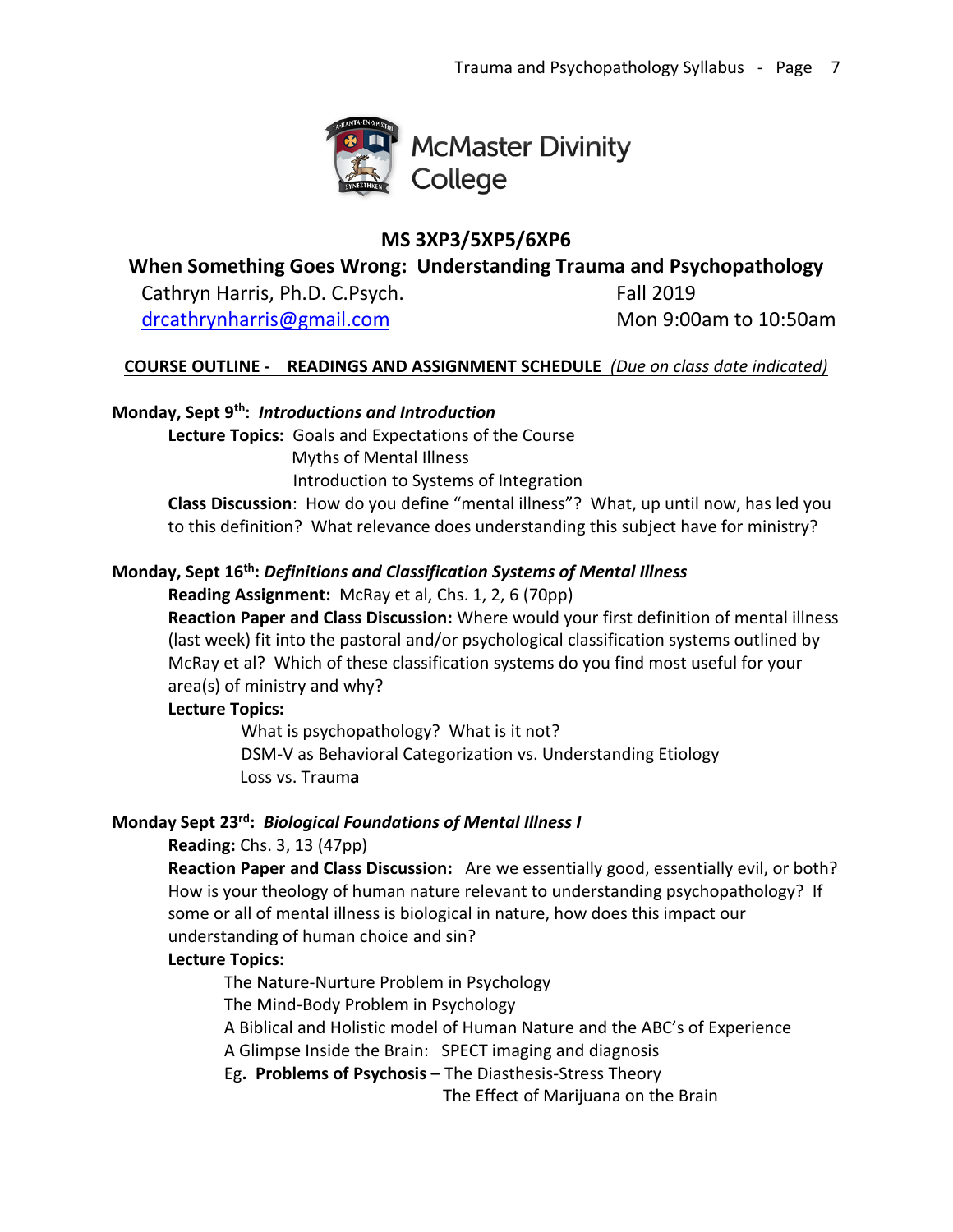McMaster Divinity College

## MS 3XP3/5XP5/6XP6

## When Something Goes Wrong: Understanding Trauma and Psychopathology

Cathryn Harris, Ph.D. C.Psych. — Fall 2019

drcathrynharris@gmail.com — Mon 9:00am to 10:50am

**COURSE OUTLINE - READINGS AND ASSIGNMENT SCHEDULE** *(Due on class date indicated)*

**Monday, Sept 9th:** ***Introductions and Introduction***

**Lecture Topics:** Goals and Expectations of the Course
Myths of Mental Illness
Introduction to Systems of Integration

**Class Discussion**: How do you define "mental illness"? What, up until now, has led you to this definition? What relevance does understanding this subject have for ministry?

**Monday, Sept 16th:** ***Definitions and Classification Systems of Mental Illness***

**Reading Assignment:** McRay et al, Chs. 1, 2, 6 (70pp)

**Reaction Paper and Class Discussion:** Where would your first definition of mental illness (last week) fit into the pastoral and/or psychological classification systems outlined by McRay et al? Which of these classification systems do you find most useful for your area(s) of ministry and why?

**Lecture Topics:**

What is psychopathology? What is it not?
DSM-V as Behavioral Categorization vs. Understanding Etiology
Loss vs. Trauma

**Monday Sept 23rd:** ***Biological Foundations of Mental Illness I***

**Reading:** Chs. 3, 13 (47pp)

**Reaction Paper and Class Discussion:** Are we essentially good, essentially evil, or both? How is your theology of human nature relevant to understanding psychopathology? If some or all of mental illness is biological in nature, how does this impact our understanding of human choice and sin?

**Lecture Topics:**

The Nature-Nurture Problem in Psychology
The Mind-Body Problem in Psychology
A Biblical and Holistic model of Human Nature and the ABC's of Experience
A Glimpse Inside the Brain: SPECT imaging and diagnosis
Eg**. Problems of Psychosis** – The Diasthesis-Stress Theory
The Effect of Marijuana on the Brain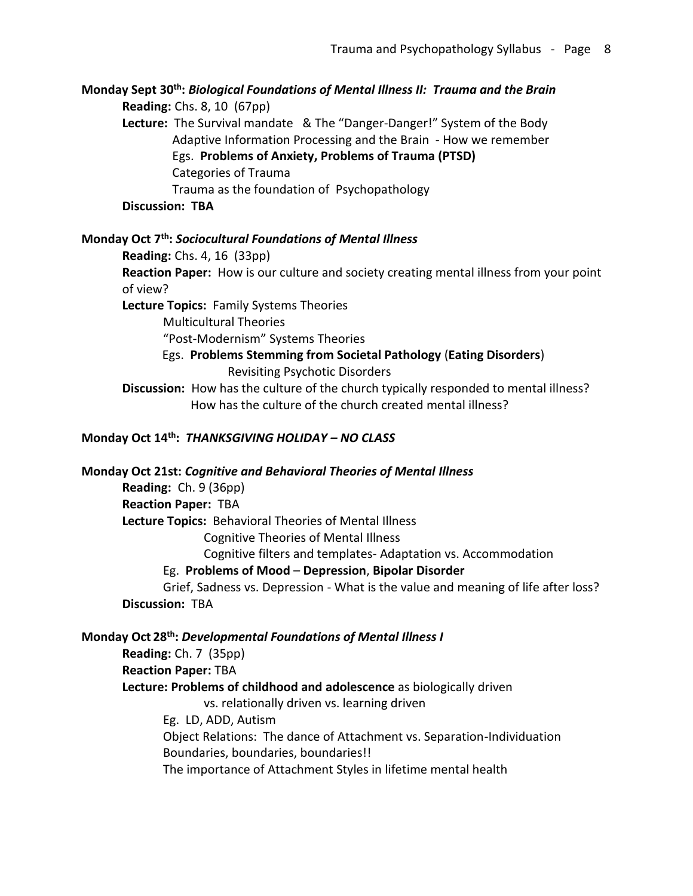**Monday Sept 30th: *Biological Foundations of Mental Illness II: Trauma and the Brain***

**Reading:** Chs. 8, 10 (67pp)

**Lecture:** The Survival mandate & The "Danger-Danger!" System of the Body
Adaptive Information Processing and the Brain - How we remember
Egs. **Problems of Anxiety, Problems of Trauma (PTSD)**
Categories of Trauma
Trauma as the foundation of Psychopathology

**Discussion: TBA**

**Monday Oct 7th: *Sociocultural Foundations of Mental Illness***

**Reading:** Chs. 4, 16 (33pp)

**Reaction Paper:** How is our culture and society creating mental illness from your point of view?

**Lecture Topics:** Family Systems Theories
Multicultural Theories
"Post-Modernism" Systems Theories
Egs. **Problems Stemming from Societal Pathology** (**Eating Disorders**)
Revisiting Psychotic Disorders

**Discussion:** How has the culture of the church typically responded to mental illness?
How has the culture of the church created mental illness?

**Monday Oct 14th: *THANKSGIVING HOLIDAY – NO CLASS***

**Monday Oct 21st: *Cognitive and Behavioral Theories of Mental Illness***

**Reading:** Ch. 9 (36pp)

**Reaction Paper:** TBA

**Lecture Topics:** Behavioral Theories of Mental Illness
Cognitive Theories of Mental Illness
Cognitive filters and templates- Adaptation vs. Accommodation
Eg. **Problems of Mood** – **Depression**, **Bipolar Disorder**
Grief, Sadness vs. Depression - What is the value and meaning of life after loss?

**Discussion:** TBA

**Monday Oct 28th: *Developmental Foundations of Mental Illness I***

**Reading:** Ch. 7 (35pp)

**Reaction Paper:** TBA

**Lecture: Problems of childhood and adolescence** as biologically driven vs. relationally driven vs. learning driven
Eg. LD, ADD, Autism
Object Relations: The dance of Attachment vs. Separation-Individuation
Boundaries, boundaries, boundaries!!
The importance of Attachment Styles in lifetime mental health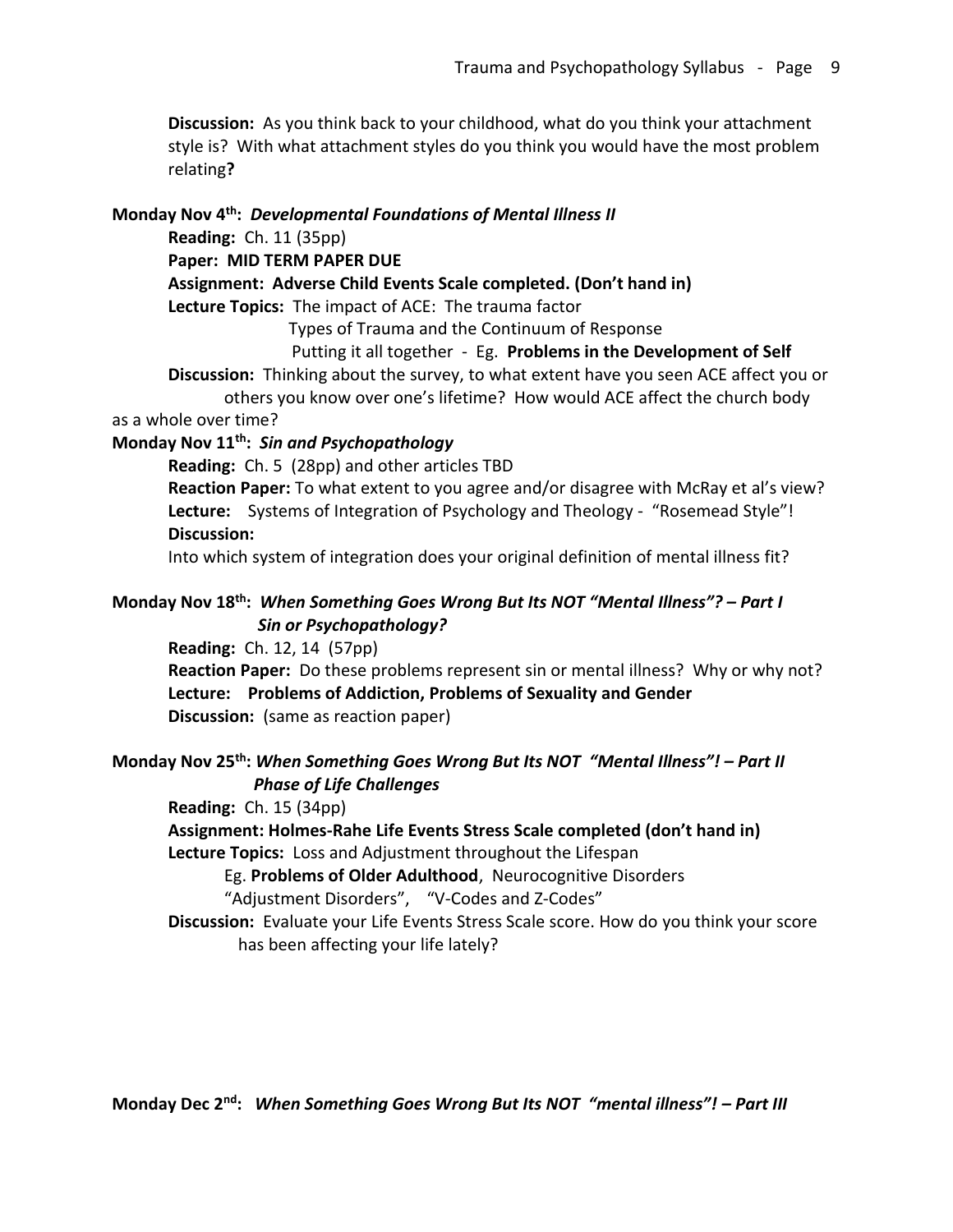**Discussion:** As you think back to your childhood, what do you think your attachment style is? With what attachment styles do you think you would have the most problem relating**?**

**Monday Nov 4th:** ***Developmental Foundations of Mental Illness II***

**Reading:** Ch. 11 (35pp)

**Paper: MID TERM PAPER DUE**

**Assignment: Adverse Child Events Scale completed. (Don't hand in)**

**Lecture Topics:** The impact of ACE: The trauma factor
Types of Trauma and the Continuum of Response
Putting it all together - Eg. **Problems in the Development of Self**

**Discussion:** Thinking about the survey, to what extent have you seen ACE affect you or others you know over one's lifetime? How would ACE affect the church body as a whole over time?

**Monday Nov 11th:** ***Sin and Psychopathology***

**Reading:** Ch. 5 (28pp) and other articles TBD

**Reaction Paper:** To what extent to you agree and/or disagree with McRay et al's view?

**Lecture:** Systems of Integration of Psychology and Theology - "Rosemead Style"!

**Discussion:**

Into which system of integration does your original definition of mental illness fit?

**Monday Nov 18th:** ***When Something Goes Wrong But Its NOT "Mental Illness"? – Part I Sin or Psychopathology?***

**Reading:** Ch. 12, 14 (57pp)

**Reaction Paper:** Do these problems represent sin or mental illness? Why or why not?

**Lecture: Problems of Addiction, Problems of Sexuality and Gender**

**Discussion:** (same as reaction paper)

**Monday Nov 25th:** ***When Something Goes Wrong But Its NOT "Mental Illness"! – Part II Phase of Life Challenges***

**Reading:** Ch. 15 (34pp)

**Assignment: Holmes-Rahe Life Events Stress Scale completed (don't hand in)**

**Lecture Topics:** Loss and Adjustment throughout the Lifespan
Eg. **Problems of Older Adulthood**, Neurocognitive Disorders
"Adjustment Disorders", "V-Codes and Z-Codes"

**Discussion:** Evaluate your Life Events Stress Scale score. How do you think your score has been affecting your life lately?

**Monday Dec 2nd:** ***When Something Goes Wrong But Its NOT "mental illness"! – Part III***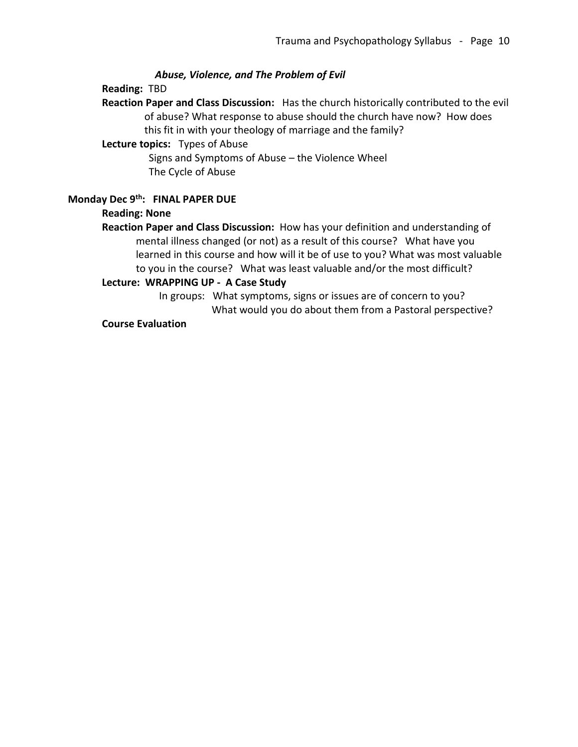***Abuse, Violence, and The Problem of Evil***

**Reading:** TBD

**Reaction Paper and Class Discussion:** Has the church historically contributed to the evil of abuse? What response to abuse should the church have now? How does this fit in with your theology of marriage and the family?

**Lecture topics:** Types of Abuse

Signs and Symptoms of Abuse – the Violence Wheel

The Cycle of Abuse

**Monday Dec 9th: FINAL PAPER DUE**

**Reading: None**

**Reaction Paper and Class Discussion:** How has your definition and understanding of mental illness changed (or not) as a result of this course? What have you learned in this course and how will it be of use to you? What was most valuable to you in the course? What was least valuable and/or the most difficult?

**Lecture: WRAPPING UP - A Case Study**

In groups: What symptoms, signs or issues are of concern to you?

What would you do about them from a Pastoral perspective?

**Course Evaluation**